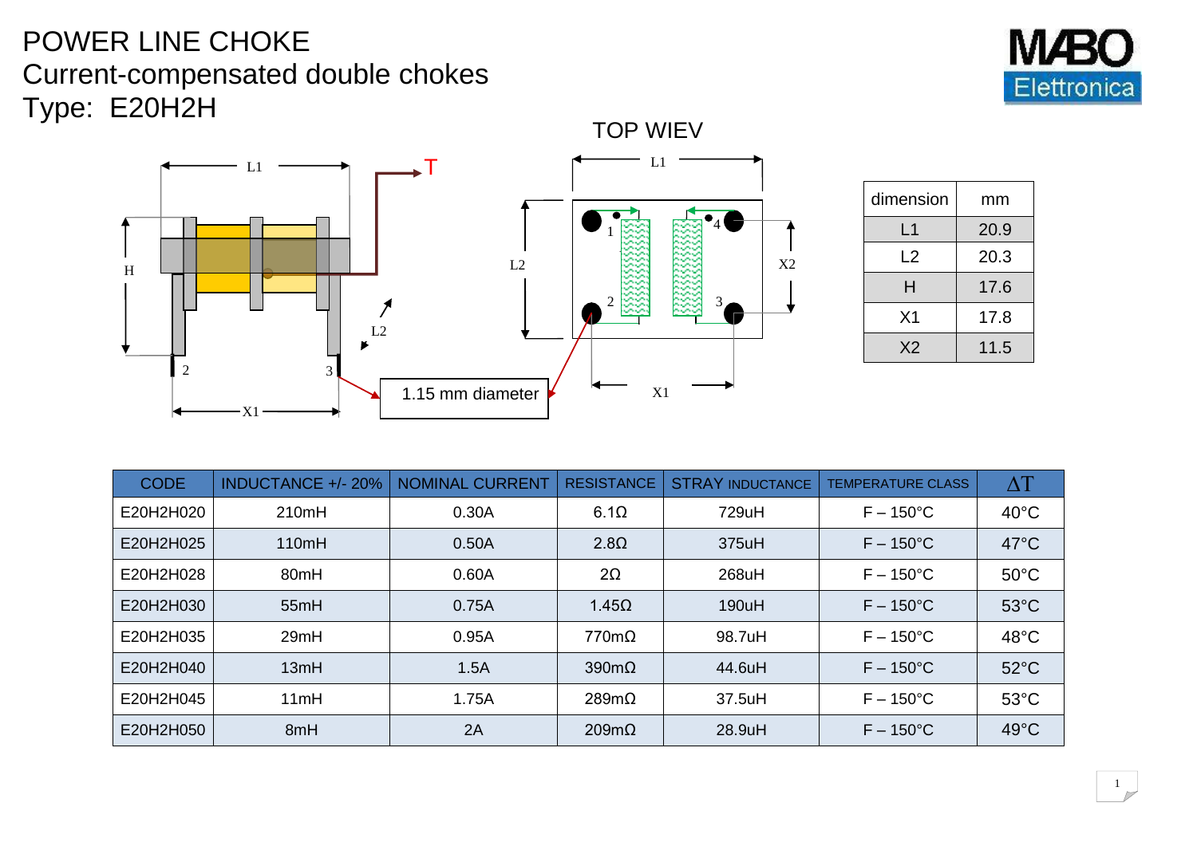# POWER LINE CHOKE

## Current-compensated double chokes

## Type: E20H2H

TOP WIEV

1.15 mm diameter

| dimension | mm |
|---|---|
| L1 | 20.9 |
| L2 | 20.3 |
| H | 17.6 |
| X1 | 17.8 |
| X2 | 11.5 |

| CODE | INDUCTANCE +/- 20% | NOMINAL CURRENT | RESISTANCE | STRAY INDUCTANCE | TEMPERATURE CLASS | ΔT |
|---|---|---|---|---|---|---|
| E20H2H020 | 210mH | 0.30A | 6.1Ω | 729uH | F – 150°C | 40°C |
| E20H2H025 | 110mH | 0.50A | 2.8Ω | 375uH | F – 150°C | 47°C |
| E20H2H028 | 80mH | 0.60A | 2Ω | 268uH | F – 150°C | 50°C |
| E20H2H030 | 55mH | 0.75A | 1.45Ω | 190uH | F – 150°C | 53°C |
| E20H2H035 | 29mH | 0.95A | 770mΩ | 98.7uH | F – 150°C | 48°C |
| E20H2H040 | 13mH | 1.5A | 390mΩ | 44.6uH | F – 150°C | 52°C |
| E20H2H045 | 11mH | 1.75A | 289mΩ | 37.5uH | F – 150°C | 53°C |
| E20H2H050 | 8mH | 2A | 209mΩ | 28.9uH | F – 150°C | 49°C |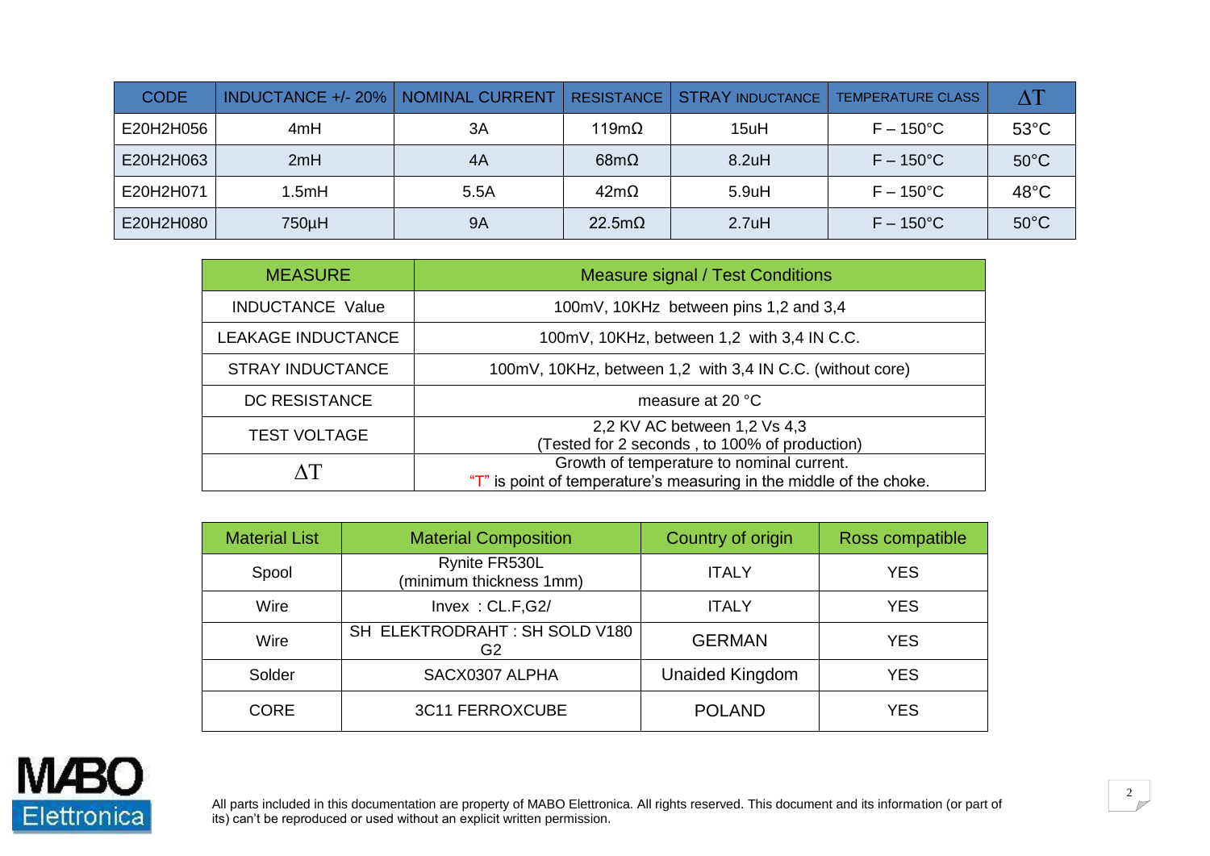| CODE | INDUCTANCE +/- 20% | NOMINAL CURRENT | RESISTANCE | STRAY INDUCTANCE | TEMPERATURE CLASS | ΔT |
|---|---|---|---|---|---|---|
| E20H2H056 | 4mH | 3A | 119mΩ | 15uH | F – 150°C | 53°C |
| E20H2H063 | 2mH | 4A | 68mΩ | 8.2uH | F – 150°C | 50°C |
| E20H2H071 | 1.5mH | 5.5A | 42mΩ | 5.9uH | F – 150°C | 48°C |
| E20H2H080 | 750µH | 9A | 22.5mΩ | 2.7uH | F – 150°C | 50°C |

| MEASURE | Measure signal / Test Conditions |
|---|---|
| INDUCTANCE Value | 100mV, 10KHz between pins 1,2 and 3,4 |
| LEAKAGE INDUCTANCE | 100mV, 10KHz, between 1,2 with 3,4 IN C.C. |
| STRAY INDUCTANCE | 100mV, 10KHz, between 1,2 with 3,4 IN C.C. (without core) |
| DC RESISTANCE | measure at 20 °C |
| TEST VOLTAGE | 2,2 KV AC between 1,2 Vs 4,3 (Tested for 2 seconds , to 100% of production) |
| ΔT | Growth of temperature to nominal current. "T" is point of temperature's measuring in the middle of the choke. |

| Material List | Material Composition | Country of origin | Ross compatible |
|---|---|---|---|
| Spool | Rynite FR530L (minimum thickness 1mm) | ITALY | YES |
| Wire | Invex : CL.F,G2/ | ITALY | YES |
| Wire | SH ELEKTRODRAHT : SH SOLD V180 G2 | GERMAN | YES |
| Solder | SACX0307 ALPHA | Unaided Kingdom | YES |
| CORE | 3C11 FERROXCUBE | POLAND | YES |

MABO Elettronica

All parts included in this documentation are property of MABO Elettronica. All rights reserved. This document and its information (or part of its) can't be reproduced or used without an explicit written permission.